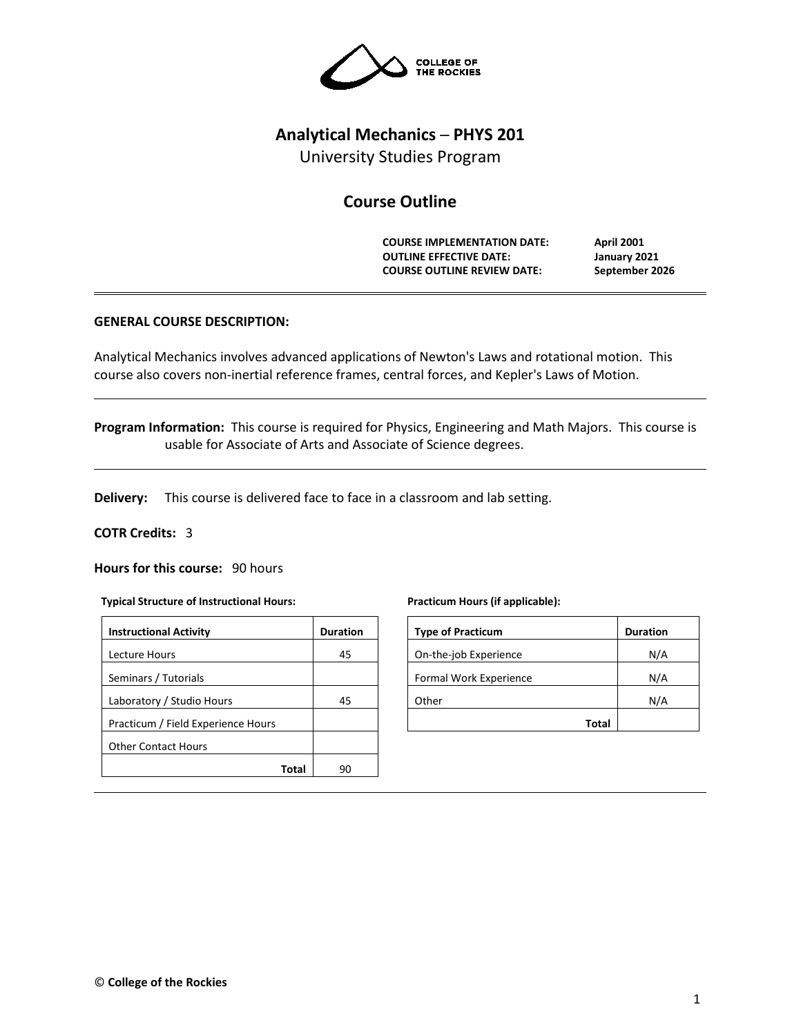# Analytical Mechanics – PHYS 201

University Studies Program

## Course Outline

| | |
|---|---|
| **COURSE IMPLEMENTATION DATE:** | **April 2001** |
| **OUTLINE EFFECTIVE DATE:** | **January 2021** |
| **COURSE OUTLINE REVIEW DATE:** | **September 2026** |

**GENERAL COURSE DESCRIPTION:**

Analytical Mechanics involves advanced applications of Newton's Laws and rotational motion. This course also covers non-inertial reference frames, central forces, and Kepler's Laws of Motion.

**Program Information:** This course is required for Physics, Engineering and Math Majors. This course is usable for Associate of Arts and Associate of Science degrees.

**Delivery:** This course is delivered face to face in a classroom and lab setting.

**COTR Credits:** 3

**Hours for this course:** 90 hours

**Typical Structure of Instructional Hours:**

| Instructional Activity | Duration |
|---|---|
| Lecture Hours | 45 |
| Seminars / Tutorials | |
| Laboratory / Studio Hours | 45 |
| Practicum / Field Experience Hours | |
| Other Contact Hours | |
| **Total** | 90 |

**Practicum Hours (if applicable):**

| Type of Practicum | Duration |
|---|---|
| On-the-job Experience | N/A |
| Formal Work Experience | N/A |
| Other | N/A |
| **Total** | |

© **College of the Rockies**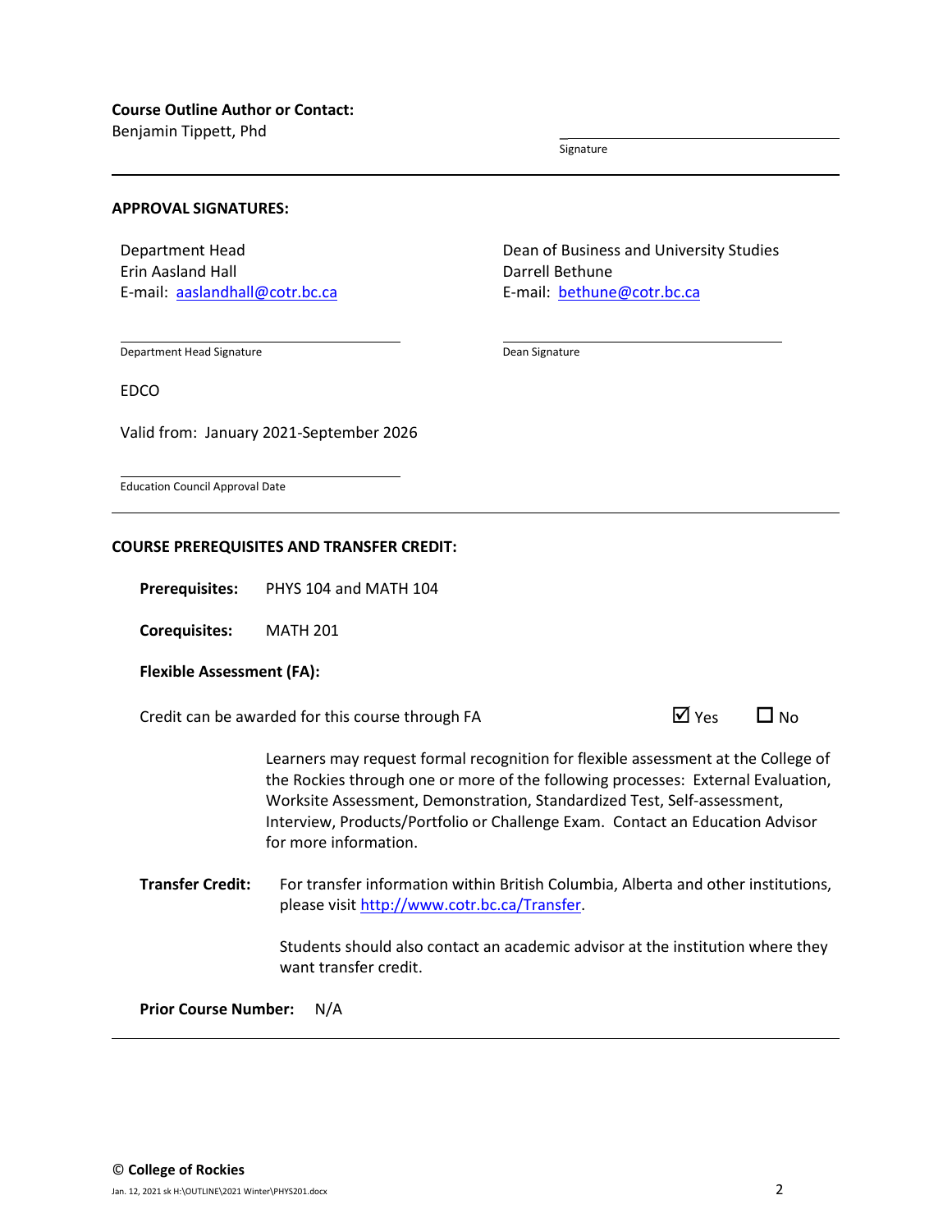**Course Outline Author or Contact:**
Benjamin Tippett, Phd

Signature

---

**APPROVAL SIGNATURES:**

Department Head
Erin Aasland Hall
E-mail: aaslandhall@cotr.bc.ca

Department Head Signature

Dean of Business and University Studies
Darrell Bethune
E-mail: bethune@cotr.bc.ca

Dean Signature

EDCO

Valid from: January 2021-September 2026

Education Council Approval Date

---

**COURSE PREREQUISITES AND TRANSFER CREDIT:**

**Prerequisites:** PHYS 104 and MATH 104

**Corequisites:** MATH 201

**Flexible Assessment (FA):**

Credit can be awarded for this course through FA ☑ Yes ☐ No

Learners may request formal recognition for flexible assessment at the College of the Rockies through one or more of the following processes: External Evaluation, Worksite Assessment, Demonstration, Standardized Test, Self-assessment, Interview, Products/Portfolio or Challenge Exam. Contact an Education Advisor for more information.

**Transfer Credit:** For transfer information within British Columbia, Alberta and other institutions, please visit http://www.cotr.bc.ca/Transfer.

Students should also contact an academic advisor at the institution where they want transfer credit.

**Prior Course Number:** N/A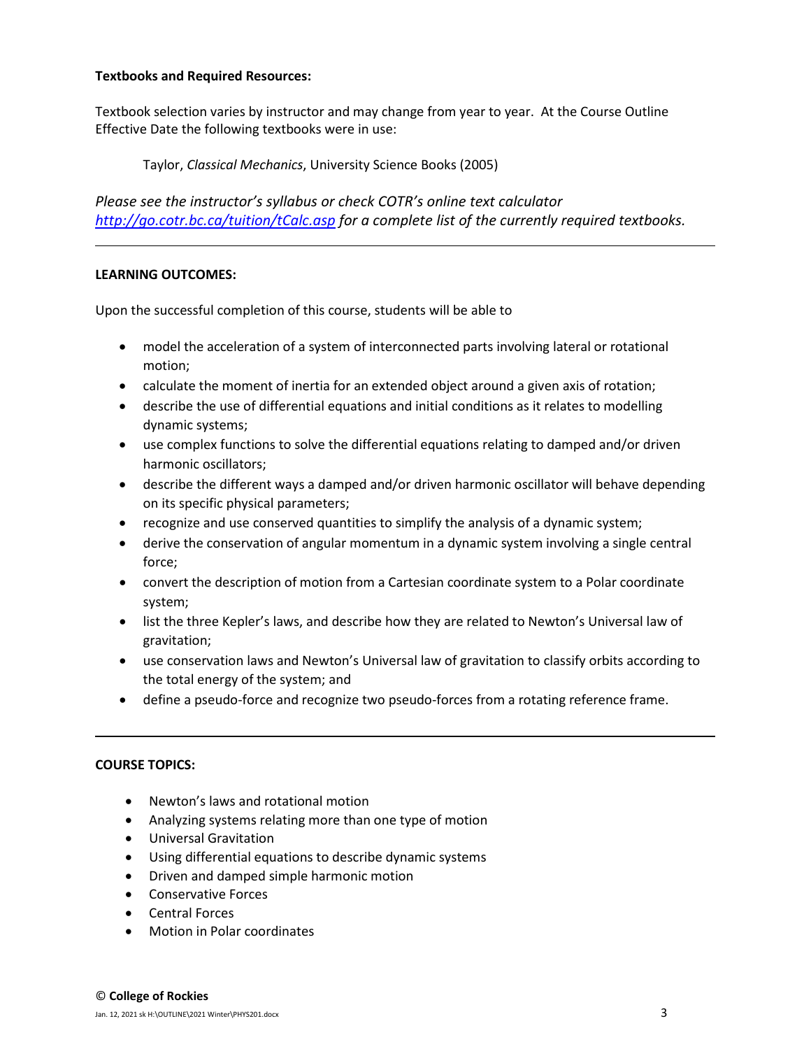**Textbooks and Required Resources:**

Textbook selection varies by instructor and may change from year to year. At the Course Outline Effective Date the following textbooks were in use:

Taylor, *Classical Mechanics*, University Science Books (2005)

*Please see the instructor's syllabus or check COTR's online text calculator [http://go.cotr.bc.ca/tuition/tCalc.asp](http://go.cotr.bc.ca/tuition/tCalc.asp) for a complete list of the currently required textbooks.*

---

**LEARNING OUTCOMES:**

Upon the successful completion of this course, students will be able to

- model the acceleration of a system of interconnected parts involving lateral or rotational motion;
- calculate the moment of inertia for an extended object around a given axis of rotation;
- describe the use of differential equations and initial conditions as it relates to modelling dynamic systems;
- use complex functions to solve the differential equations relating to damped and/or driven harmonic oscillators;
- describe the different ways a damped and/or driven harmonic oscillator will behave depending on its specific physical parameters;
- recognize and use conserved quantities to simplify the analysis of a dynamic system;
- derive the conservation of angular momentum in a dynamic system involving a single central force;
- convert the description of motion from a Cartesian coordinate system to a Polar coordinate system;
- list the three Kepler's laws, and describe how they are related to Newton's Universal law of gravitation;
- use conservation laws and Newton's Universal law of gravitation to classify orbits according to the total energy of the system; and
- define a pseudo-force and recognize two pseudo-forces from a rotating reference frame.

---

**COURSE TOPICS:**

- Newton's laws and rotational motion
- Analyzing systems relating more than one type of motion
- Universal Gravitation
- Using differential equations to describe dynamic systems
- Driven and damped simple harmonic motion
- Conservative Forces
- Central Forces
- Motion in Polar coordinates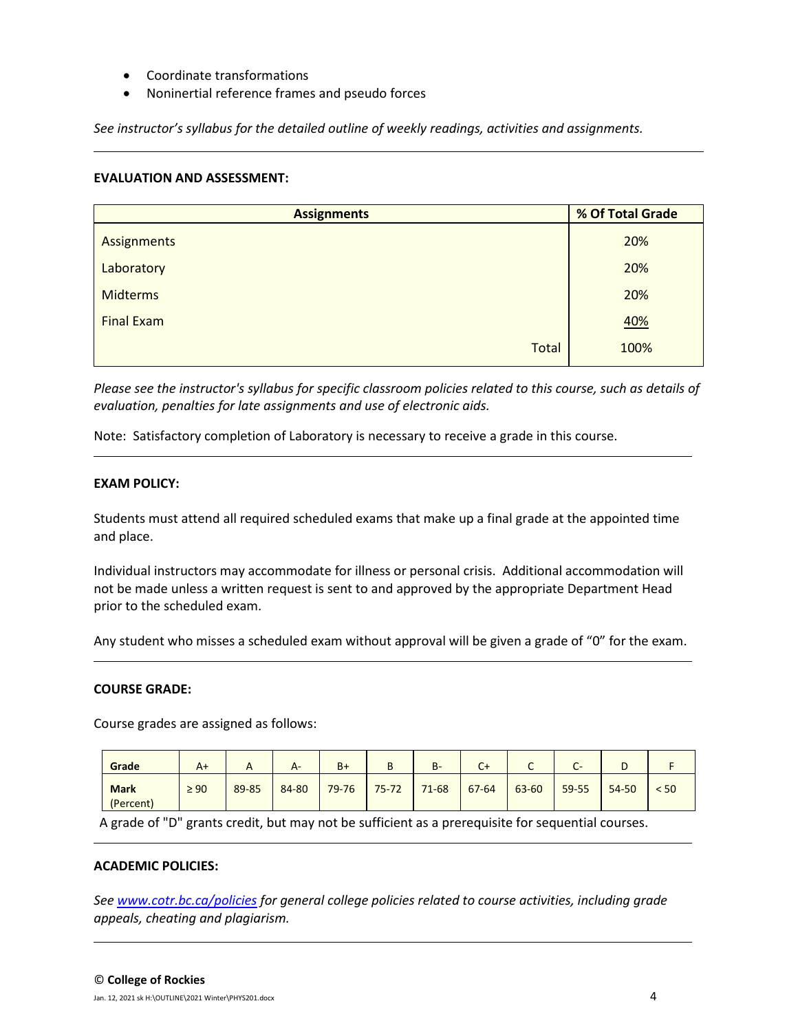- Coordinate transformations
- Noninertial reference frames and pseudo forces

*See instructor's syllabus for the detailed outline of weekly readings, activities and assignments.*

---

**EVALUATION AND ASSESSMENT:**

| Assignments | % Of Total Grade |
|---|---|
| Assignments | 20% |
| Laboratory | 20% |
| Midterms | 20% |
| Final Exam | 40% |
| Total | 100% |

*Please see the instructor's syllabus for specific classroom policies related to this course, such as details of evaluation, penalties for late assignments and use of electronic aids.*

Note: Satisfactory completion of Laboratory is necessary to receive a grade in this course.

---

**EXAM POLICY:**

Students must attend all required scheduled exams that make up a final grade at the appointed time and place.

Individual instructors may accommodate for illness or personal crisis. Additional accommodation will not be made unless a written request is sent to and approved by the appropriate Department Head prior to the scheduled exam.

Any student who misses a scheduled exam without approval will be given a grade of "0" for the exam.

---

**COURSE GRADE:**

Course grades are assigned as follows:

| Grade | A+ | A | A- | B+ | B | B- | C+ | C | C- | D | F |
|---|---|---|---|---|---|---|---|---|---|---|---|
| **Mark** (Percent) | ≥ 90 | 89-85 | 84-80 | 79-76 | 75-72 | 71-68 | 67-64 | 63-60 | 59-55 | 54-50 | < 50 |

A grade of "D" grants credit, but may not be sufficient as a prerequisite for sequential courses.

---

**ACADEMIC POLICIES:**

*See [www.cotr.bc.ca/policies](www.cotr.bc.ca/policies) for general college policies related to course activities, including grade appeals, cheating and plagiarism.*

---

© **College of Rockies**

Jan. 12, 2021 sk H:\OUTLINE\2021 Winter\PHYS201.docx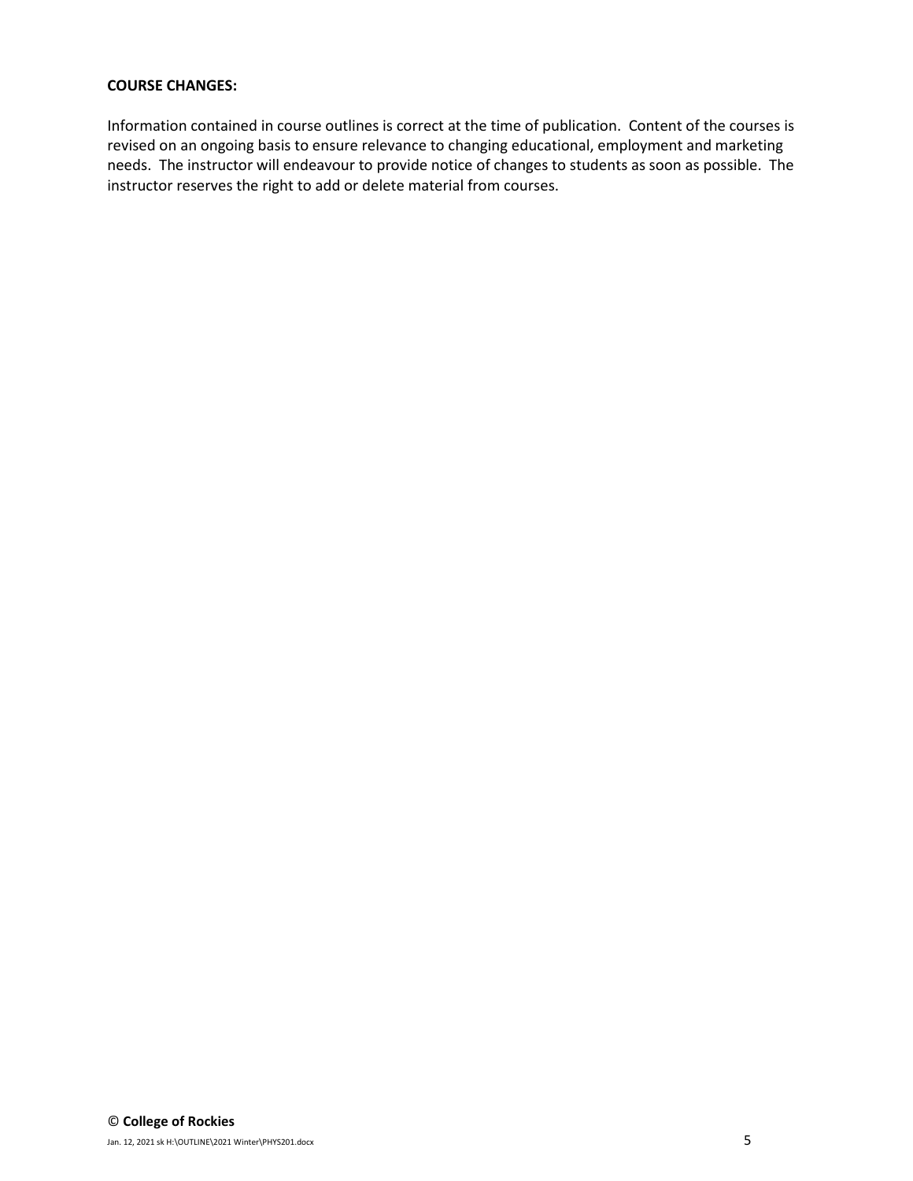**COURSE CHANGES:**

Information contained in course outlines is correct at the time of publication. Content of the courses is revised on an ongoing basis to ensure relevance to changing educational, employment and marketing needs. The instructor will endeavour to provide notice of changes to students as soon as possible. The instructor reserves the right to add or delete material from courses.